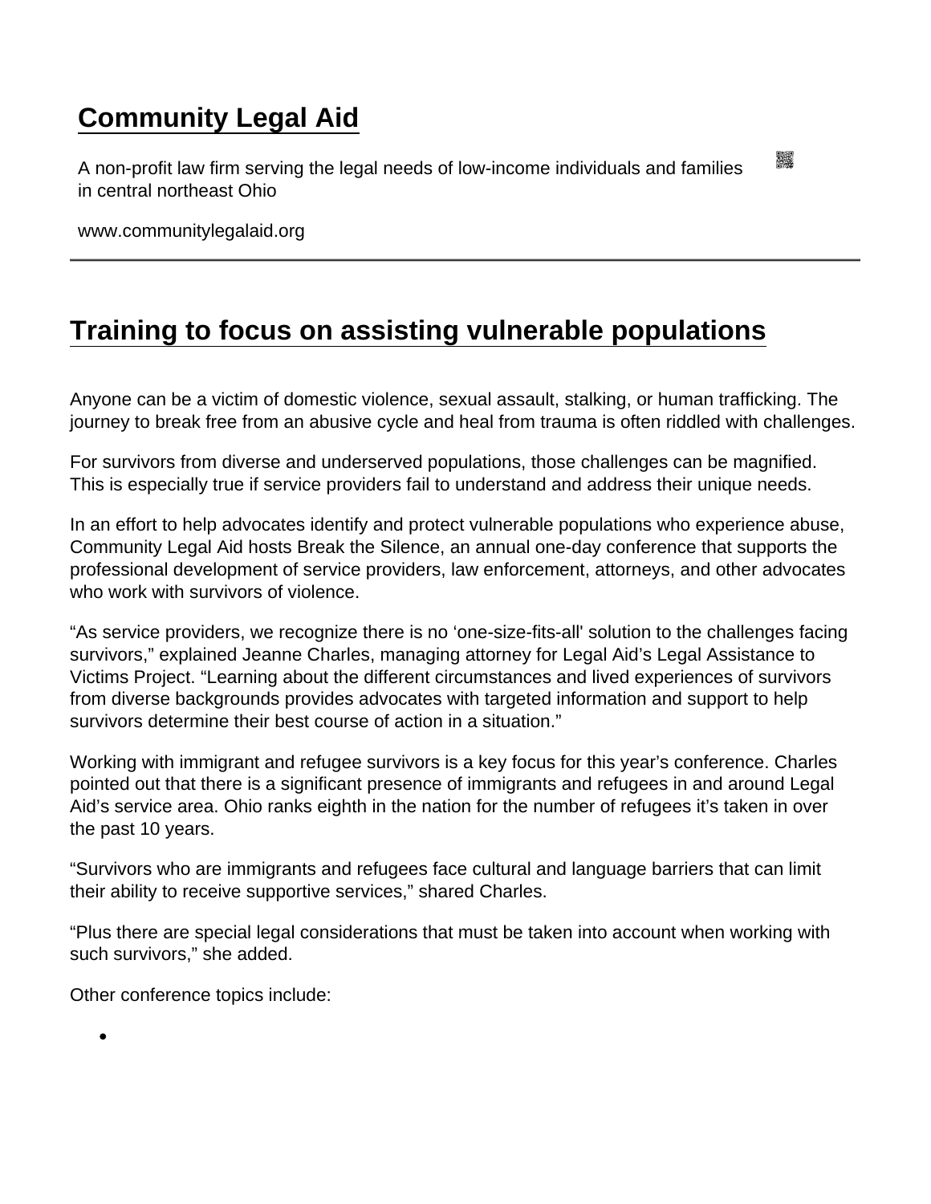# Community Legal Aid

A non-profit law firm serving the legal needs of low-income individuals and families in central northeast Ohio

www.communitylegalaid.org

---

## Training to focus on assisting vulnerable populations

Anyone can be a victim of domestic violence, sexual assault, stalking, or human trafficking. The journey to break free from an abusive cycle and heal from trauma is often riddled with challenges.

For survivors from diverse and underserved populations, those challenges can be magnified. This is especially true if service providers fail to understand and address their unique needs.

In an effort to help advocates identify and protect vulnerable populations who experience abuse, Community Legal Aid hosts Break the Silence, an annual one-day conference that supports the professional development of service providers, law enforcement, attorneys, and other advocates who work with survivors of violence.

"As service providers, we recognize there is no 'one-size-fits-all' solution to the challenges facing survivors," explained Jeanne Charles, managing attorney for Legal Aid's Legal Assistance to Victims Project. "Learning about the different circumstances and lived experiences of survivors from diverse backgrounds provides advocates with targeted information and support to help survivors determine their best course of action in a situation."

Working with immigrant and refugee survivors is a key focus for this year's conference. Charles pointed out that there is a significant presence of immigrants and refugees in and around Legal Aid's service area. Ohio ranks eighth in the nation for the number of refugees it's taken in over the past 10 years.

"Survivors who are immigrants and refugees face cultural and language barriers that can limit their ability to receive supportive services," shared Charles.

"Plus there are special legal considerations that must be taken into account when working with such survivors," she added.

Other conference topics include:

-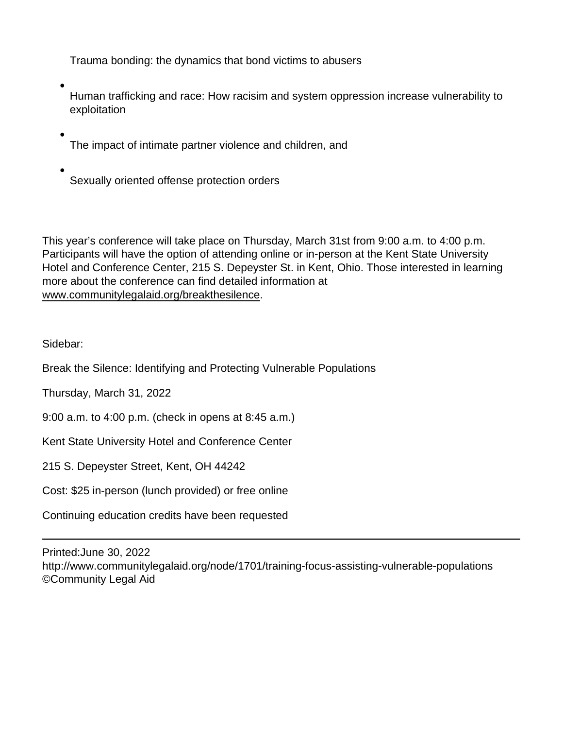- Trauma bonding: the dynamics that bond victims to abusers
- Human trafficking and race: How racisim and system oppression increase vulnerability to exploitation
- The impact of intimate partner violence and children, and
- Sexually oriented offense protection orders

This year's conference will take place on Thursday, March 31st from 9:00 a.m. to 4:00 p.m. Participants will have the option of attending online or in-person at the Kent State University Hotel and Conference Center, 215 S. Depeyster St. in Kent, Ohio. Those interested in learning more about the conference can find detailed information at www.communitylegalaid.org/breakthesilence.

Sidebar:

Break the Silence: Identifying and Protecting Vulnerable Populations

Thursday, March 31, 2022

9:00 a.m. to 4:00 p.m. (check in opens at 8:45 a.m.)

Kent State University Hotel and Conference Center

215 S. Depeyster Street, Kent, OH 44242

Cost: $25 in-person (lunch provided) or free online

Continuing education credits have been requested

---

Printed:June 30, 2022
http://www.communitylegalaid.org/node/1701/training-focus-assisting-vulnerable-populations
©Community Legal Aid